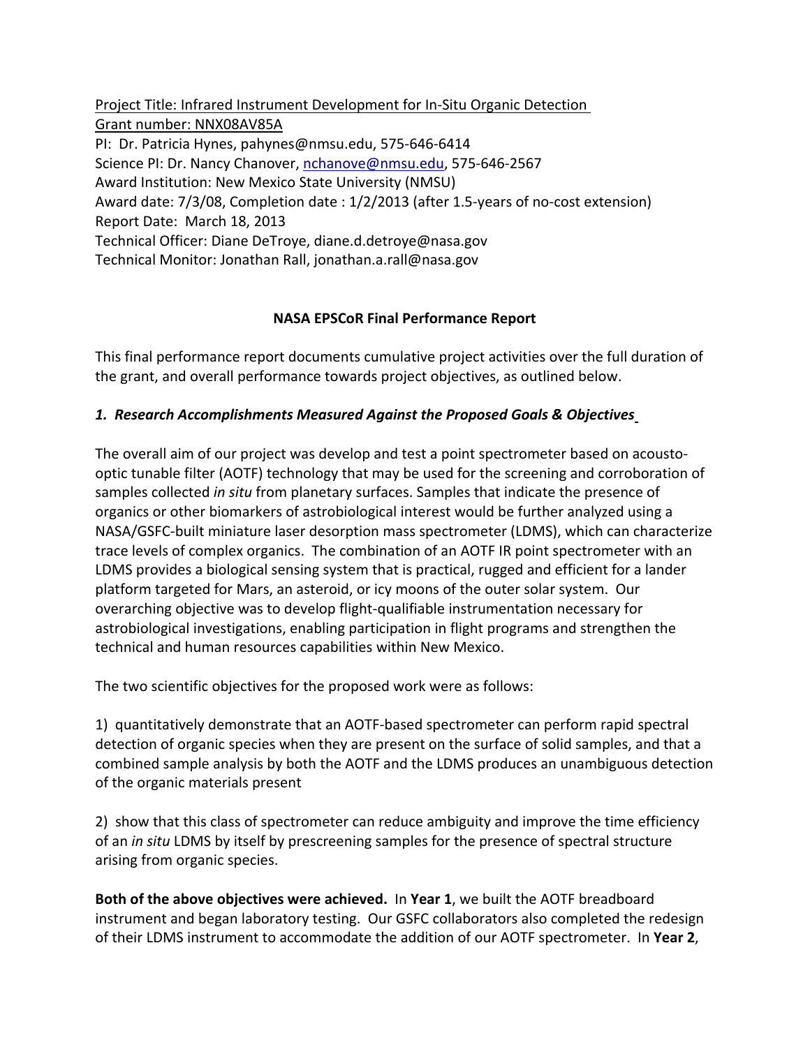Project Title: Infrared Instrument Development for In-Situ Organic Detection
Grant number: NNX08AV85A
PI: Dr. Patricia Hynes, pahynes@nmsu.edu, 575-646-6414
Science PI: Dr. Nancy Chanover, nchanove@nmsu.edu, 575-646-2567
Award Institution: New Mexico State University (NMSU)
Award date: 7/3/08, Completion date : 1/2/2013 (after 1.5-years of no-cost extension)
Report Date: March 18, 2013
Technical Officer: Diane DeTroye, diane.d.detroye@nasa.gov
Technical Monitor: Jonathan Rall, jonathan.a.rall@nasa.gov

**NASA EPSCoR Final Performance Report**

This final performance report documents cumulative project activities over the full duration of the grant, and overall performance towards project objectives, as outlined below.

### *1. Research Accomplishments Measured Against the Proposed Goals & Objectives*

The overall aim of our project was develop and test a point spectrometer based on acousto-optic tunable filter (AOTF) technology that may be used for the screening and corroboration of samples collected *in situ* from planetary surfaces. Samples that indicate the presence of organics or other biomarkers of astrobiological interest would be further analyzed using a NASA/GSFC-built miniature laser desorption mass spectrometer (LDMS), which can characterize trace levels of complex organics. The combination of an AOTF IR point spectrometer with an LDMS provides a biological sensing system that is practical, rugged and efficient for a lander platform targeted for Mars, an asteroid, or icy moons of the outer solar system. Our overarching objective was to develop flight-qualifiable instrumentation necessary for astrobiological investigations, enabling participation in flight programs and strengthen the technical and human resources capabilities within New Mexico.

The two scientific objectives for the proposed work were as follows:

1) quantitatively demonstrate that an AOTF-based spectrometer can perform rapid spectral detection of organic species when they are present on the surface of solid samples, and that a combined sample analysis by both the AOTF and the LDMS produces an unambiguous detection of the organic materials present

2) show that this class of spectrometer can reduce ambiguity and improve the time efficiency of an *in situ* LDMS by itself by prescreening samples for the presence of spectral structure arising from organic species.

**Both of the above objectives were achieved.** In **Year 1**, we built the AOTF breadboard instrument and began laboratory testing. Our GSFC collaborators also completed the redesign of their LDMS instrument to accommodate the addition of our AOTF spectrometer. In **Year 2**,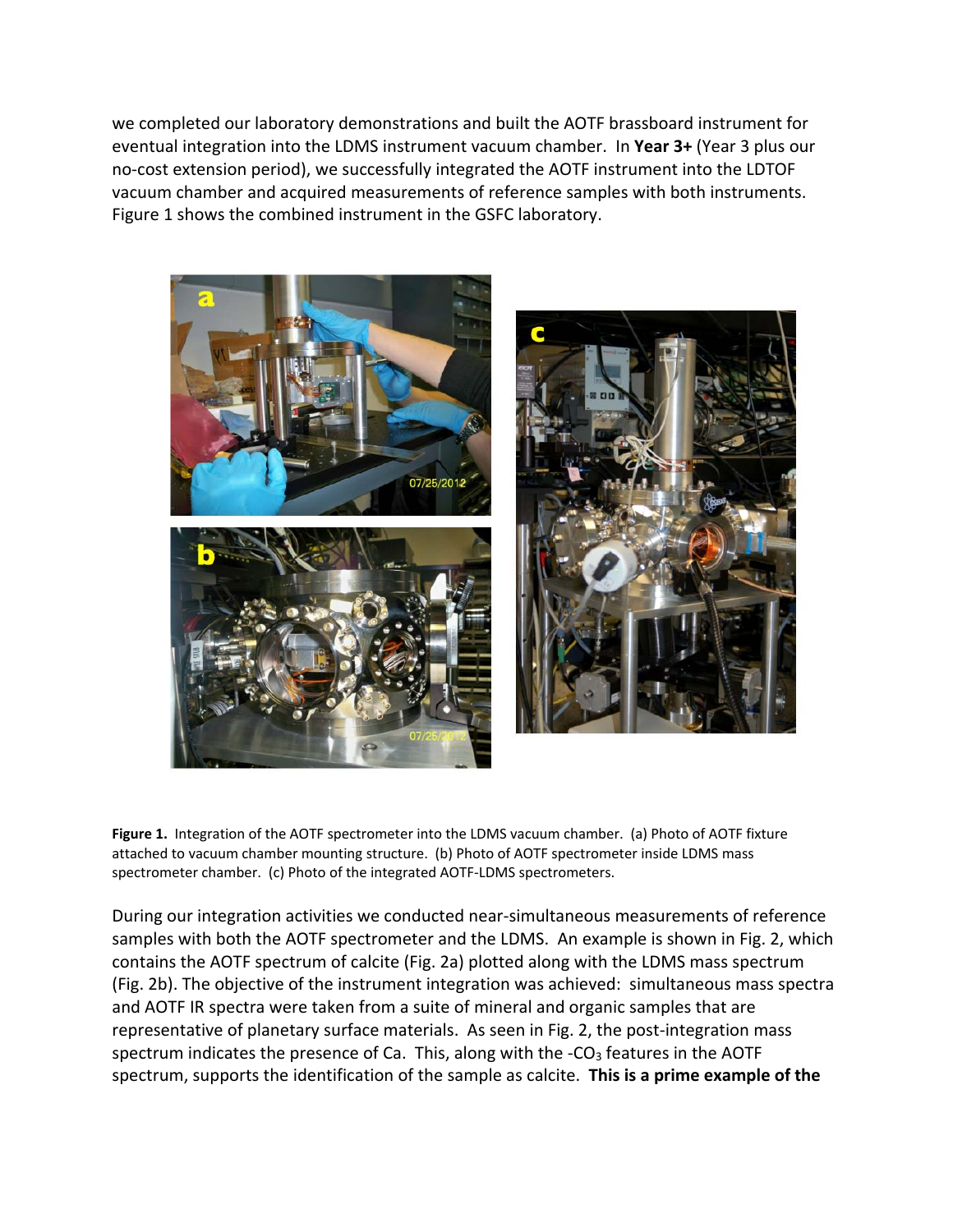we completed our laboratory demonstrations and built the AOTF brassboard instrument for eventual integration into the LDMS instrument vacuum chamber. In **Year 3+** (Year 3 plus our no-cost extension period), we successfully integrated the AOTF instrument into the LDTOF vacuum chamber and acquired measurements of reference samples with both instruments. Figure 1 shows the combined instrument in the GSFC laboratory.

**Figure 1.** Integration of the AOTF spectrometer into the LDMS vacuum chamber. (a) Photo of AOTF fixture attached to vacuum chamber mounting structure. (b) Photo of AOTF spectrometer inside LDMS mass spectrometer chamber. (c) Photo of the integrated AOTF-LDMS spectrometers.

During our integration activities we conducted near-simultaneous measurements of reference samples with both the AOTF spectrometer and the LDMS. An example is shown in Fig. 2, which contains the AOTF spectrum of calcite (Fig. 2a) plotted along with the LDMS mass spectrum (Fig. 2b). The objective of the instrument integration was achieved: simultaneous mass spectra and AOTF IR spectra were taken from a suite of mineral and organic samples that are representative of planetary surface materials. As seen in Fig. 2, the post-integration mass spectrum indicates the presence of Ca. This, along with the -$CO_3$ features in the AOTF spectrum, supports the identification of the sample as calcite. **This is a prime example of the**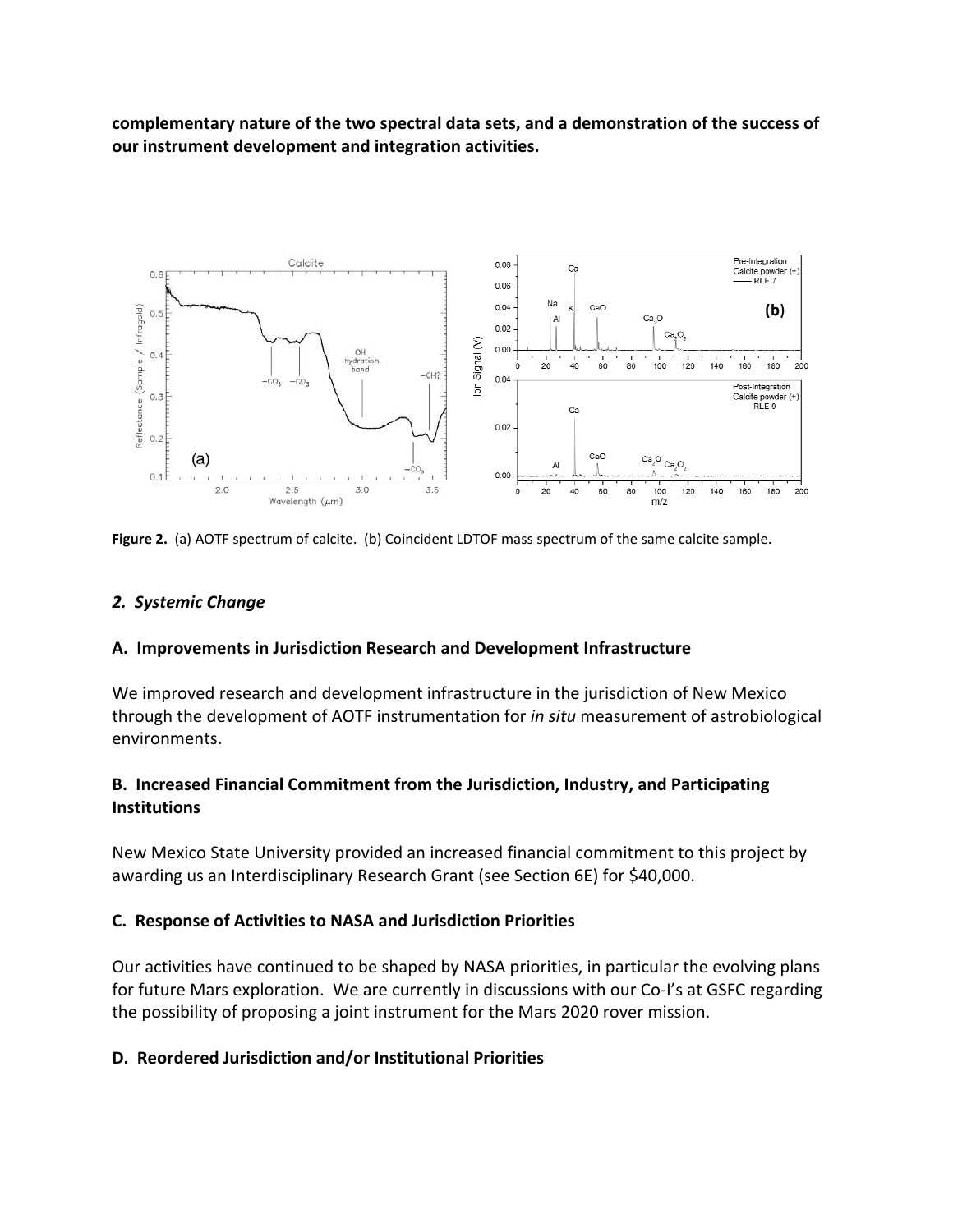**complementary nature of the two spectral data sets, and a demonstration of the success of our instrument development and integration activities.**

**Figure 2.** (a) AOTF spectrum of calcite. (b) Coincident LDTOF mass spectrum of the same calcite sample.

### *2. Systemic Change*

#### A. Improvements in Jurisdiction Research and Development Infrastructure

We improved research and development infrastructure in the jurisdiction of New Mexico through the development of AOTF instrumentation for *in situ* measurement of astrobiological environments.

#### B. Increased Financial Commitment from the Jurisdiction, Industry, and Participating Institutions

New Mexico State University provided an increased financial commitment to this project by awarding us an Interdisciplinary Research Grant (see Section 6E) for $40,000.

#### C. Response of Activities to NASA and Jurisdiction Priorities

Our activities have continued to be shaped by NASA priorities, in particular the evolving plans for future Mars exploration. We are currently in discussions with our Co-I's at GSFC regarding the possibility of proposing a joint instrument for the Mars 2020 rover mission.

#### D. Reordered Jurisdiction and/or Institutional Priorities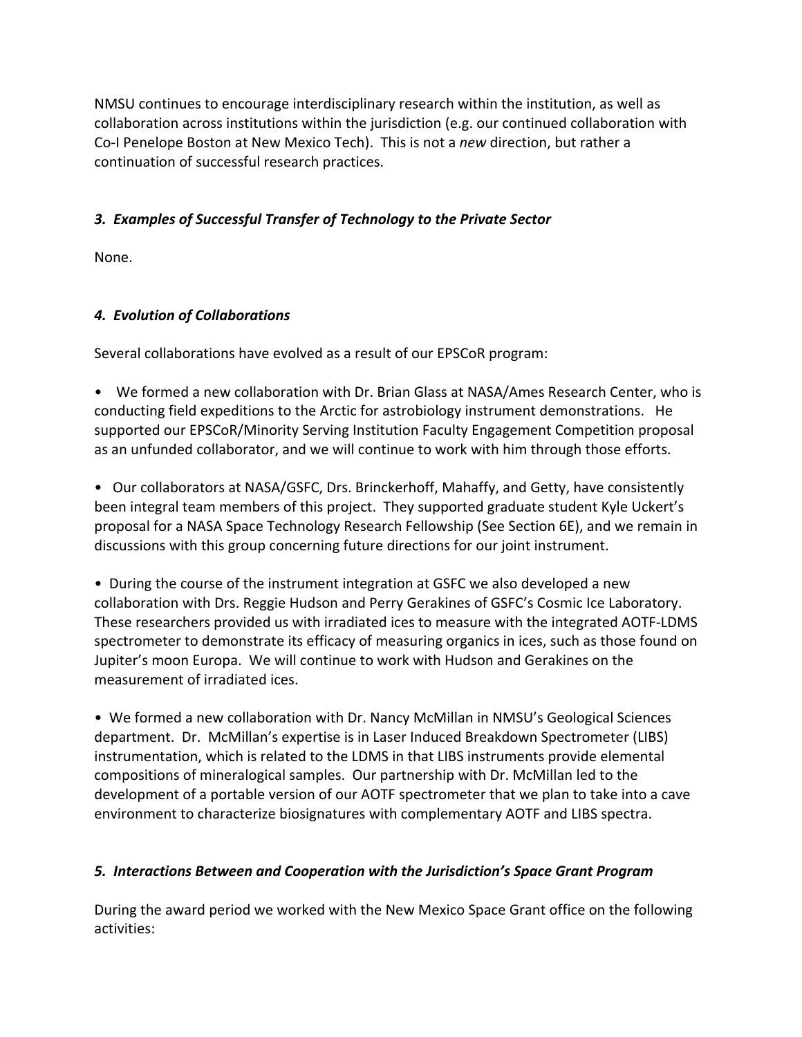NMSU continues to encourage interdisciplinary research within the institution, as well as collaboration across institutions within the jurisdiction (e.g. our continued collaboration with Co-I Penelope Boston at New Mexico Tech). This is not a *new* direction, but rather a continuation of successful research practices.

### *3. Examples of Successful Transfer of Technology to the Private Sector*

None.

### *4. Evolution of Collaborations*

Several collaborations have evolved as a result of our EPSCoR program:

- We formed a new collaboration with Dr. Brian Glass at NASA/Ames Research Center, who is conducting field expeditions to the Arctic for astrobiology instrument demonstrations. He supported our EPSCoR/Minority Serving Institution Faculty Engagement Competition proposal as an unfunded collaborator, and we will continue to work with him through those efforts.

- Our collaborators at NASA/GSFC, Drs. Brinckerhoff, Mahaffy, and Getty, have consistently been integral team members of this project. They supported graduate student Kyle Uckert's proposal for a NASA Space Technology Research Fellowship (See Section 6E), and we remain in discussions with this group concerning future directions for our joint instrument.

- During the course of the instrument integration at GSFC we also developed a new collaboration with Drs. Reggie Hudson and Perry Gerakines of GSFC's Cosmic Ice Laboratory. These researchers provided us with irradiated ices to measure with the integrated AOTF-LDMS spectrometer to demonstrate its efficacy of measuring organics in ices, such as those found on Jupiter's moon Europa. We will continue to work with Hudson and Gerakines on the measurement of irradiated ices.

- We formed a new collaboration with Dr. Nancy McMillan in NMSU's Geological Sciences department. Dr. McMillan's expertise is in Laser Induced Breakdown Spectrometer (LIBS) instrumentation, which is related to the LDMS in that LIBS instruments provide elemental compositions of mineralogical samples. Our partnership with Dr. McMillan led to the development of a portable version of our AOTF spectrometer that we plan to take into a cave environment to characterize biosignatures with complementary AOTF and LIBS spectra.

### *5. Interactions Between and Cooperation with the Jurisdiction's Space Grant Program*

During the award period we worked with the New Mexico Space Grant office on the following activities: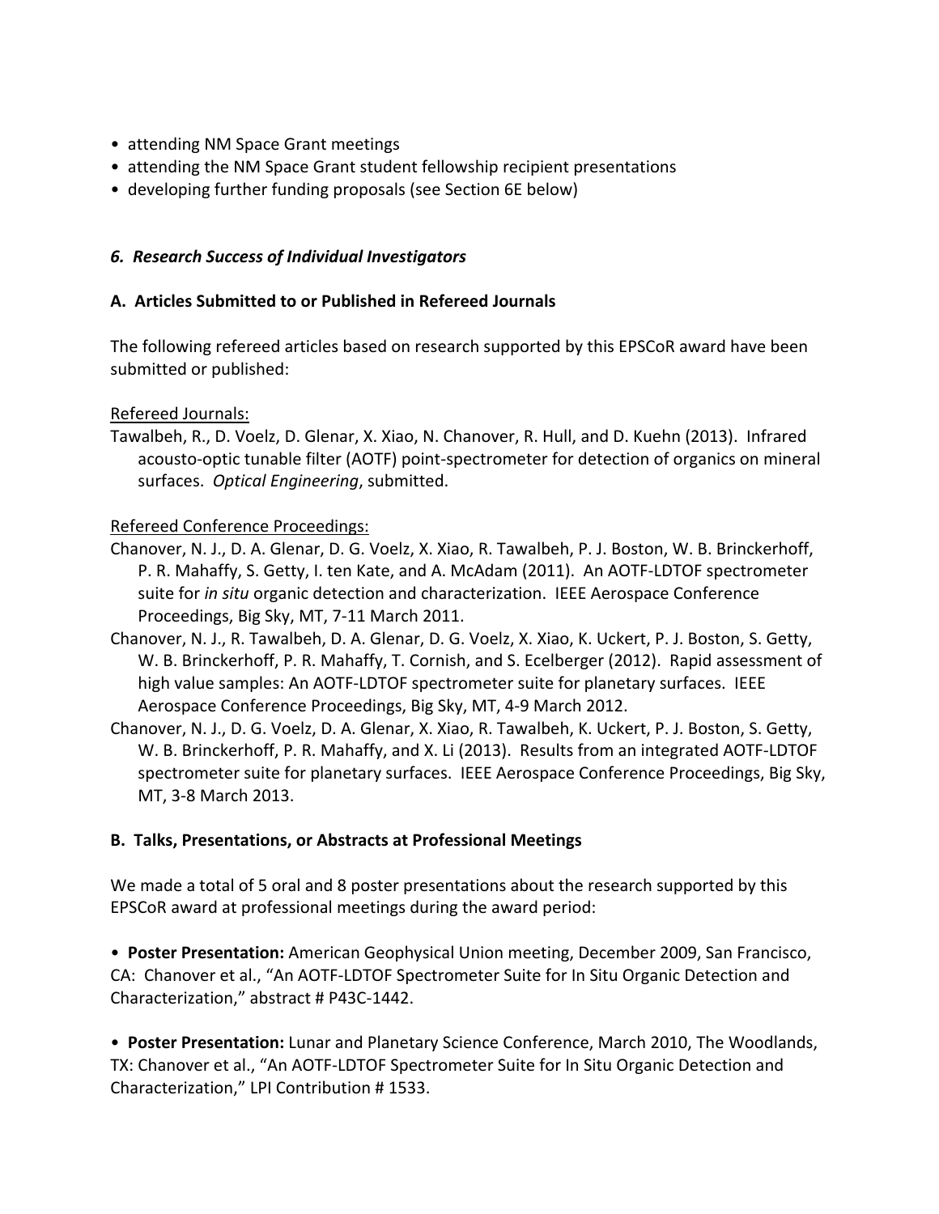- attending NM Space Grant meetings
- attending the NM Space Grant student fellowship recipient presentations
- developing further funding proposals (see Section 6E below)

### *6. Research Success of Individual Investigators*

#### A. Articles Submitted to or Published in Refereed Journals

The following refereed articles based on research supported by this EPSCoR award have been submitted or published:

<u>Refereed Journals:</u>

Tawalbeh, R., D. Voelz, D. Glenar, X. Xiao, N. Chanover, R. Hull, and D. Kuehn (2013). Infrared acousto-optic tunable filter (AOTF) point-spectrometer for detection of organics on mineral surfaces. *Optical Engineering*, submitted.

<u>Refereed Conference Proceedings:</u>

Chanover, N. J., D. A. Glenar, D. G. Voelz, X. Xiao, R. Tawalbeh, P. J. Boston, W. B. Brinckerhoff, P. R. Mahaffy, S. Getty, I. ten Kate, and A. McAdam (2011). An AOTF-LDTOF spectrometer suite for *in situ* organic detection and characterization. IEEE Aerospace Conference Proceedings, Big Sky, MT, 7-11 March 2011.

Chanover, N. J., R. Tawalbeh, D. A. Glenar, D. G. Voelz, X. Xiao, K. Uckert, P. J. Boston, S. Getty, W. B. Brinckerhoff, P. R. Mahaffy, T. Cornish, and S. Ecelberger (2012). Rapid assessment of high value samples: An AOTF-LDTOF spectrometer suite for planetary surfaces. IEEE Aerospace Conference Proceedings, Big Sky, MT, 4-9 March 2012.

Chanover, N. J., D. G. Voelz, D. A. Glenar, X. Xiao, R. Tawalbeh, K. Uckert, P. J. Boston, S. Getty, W. B. Brinckerhoff, P. R. Mahaffy, and X. Li (2013). Results from an integrated AOTF-LDTOF spectrometer suite for planetary surfaces. IEEE Aerospace Conference Proceedings, Big Sky, MT, 3-8 March 2013.

#### B. Talks, Presentations, or Abstracts at Professional Meetings

We made a total of 5 oral and 8 poster presentations about the research supported by this EPSCoR award at professional meetings during the award period:

- **Poster Presentation:** American Geophysical Union meeting, December 2009, San Francisco, CA: Chanover et al., "An AOTF-LDTOF Spectrometer Suite for In Situ Organic Detection and Characterization," abstract # P43C-1442.

- **Poster Presentation:** Lunar and Planetary Science Conference, March 2010, The Woodlands, TX: Chanover et al., "An AOTF-LDTOF Spectrometer Suite for In Situ Organic Detection and Characterization," LPI Contribution # 1533.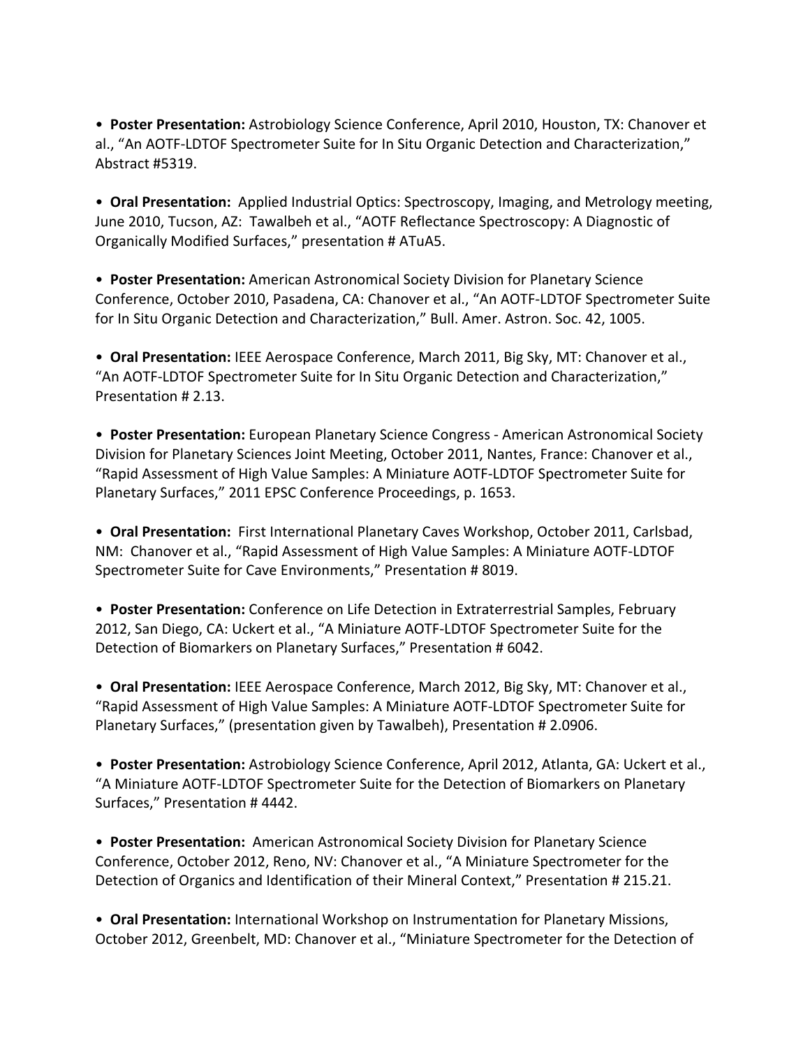- **Poster Presentation:** Astrobiology Science Conference, April 2010, Houston, TX: Chanover et al., "An AOTF-LDTOF Spectrometer Suite for In Situ Organic Detection and Characterization," Abstract #5319.

- **Oral Presentation:** Applied Industrial Optics: Spectroscopy, Imaging, and Metrology meeting, June 2010, Tucson, AZ: Tawalbeh et al., "AOTF Reflectance Spectroscopy: A Diagnostic of Organically Modified Surfaces," presentation # ATuA5.

- **Poster Presentation:** American Astronomical Society Division for Planetary Science Conference, October 2010, Pasadena, CA: Chanover et al., "An AOTF-LDTOF Spectrometer Suite for In Situ Organic Detection and Characterization," Bull. Amer. Astron. Soc. 42, 1005.

- **Oral Presentation:** IEEE Aerospace Conference, March 2011, Big Sky, MT: Chanover et al., "An AOTF-LDTOF Spectrometer Suite for In Situ Organic Detection and Characterization," Presentation # 2.13.

- **Poster Presentation:** European Planetary Science Congress - American Astronomical Society Division for Planetary Sciences Joint Meeting, October 2011, Nantes, France: Chanover et al., "Rapid Assessment of High Value Samples: A Miniature AOTF-LDTOF Spectrometer Suite for Planetary Surfaces," 2011 EPSC Conference Proceedings, p. 1653.

- **Oral Presentation:** First International Planetary Caves Workshop, October 2011, Carlsbad, NM: Chanover et al., "Rapid Assessment of High Value Samples: A Miniature AOTF-LDTOF Spectrometer Suite for Cave Environments," Presentation # 8019.

- **Poster Presentation:** Conference on Life Detection in Extraterrestrial Samples, February 2012, San Diego, CA: Uckert et al., "A Miniature AOTF-LDTOF Spectrometer Suite for the Detection of Biomarkers on Planetary Surfaces," Presentation # 6042.

- **Oral Presentation:** IEEE Aerospace Conference, March 2012, Big Sky, MT: Chanover et al., "Rapid Assessment of High Value Samples: A Miniature AOTF-LDTOF Spectrometer Suite for Planetary Surfaces," (presentation given by Tawalbeh), Presentation # 2.0906.

- **Poster Presentation:** Astrobiology Science Conference, April 2012, Atlanta, GA: Uckert et al., "A Miniature AOTF-LDTOF Spectrometer Suite for the Detection of Biomarkers on Planetary Surfaces," Presentation # 4442.

- **Poster Presentation:** American Astronomical Society Division for Planetary Science Conference, October 2012, Reno, NV: Chanover et al., "A Miniature Spectrometer for the Detection of Organics and Identification of their Mineral Context," Presentation # 215.21.

- **Oral Presentation:** International Workshop on Instrumentation for Planetary Missions, October 2012, Greenbelt, MD: Chanover et al., "Miniature Spectrometer for the Detection of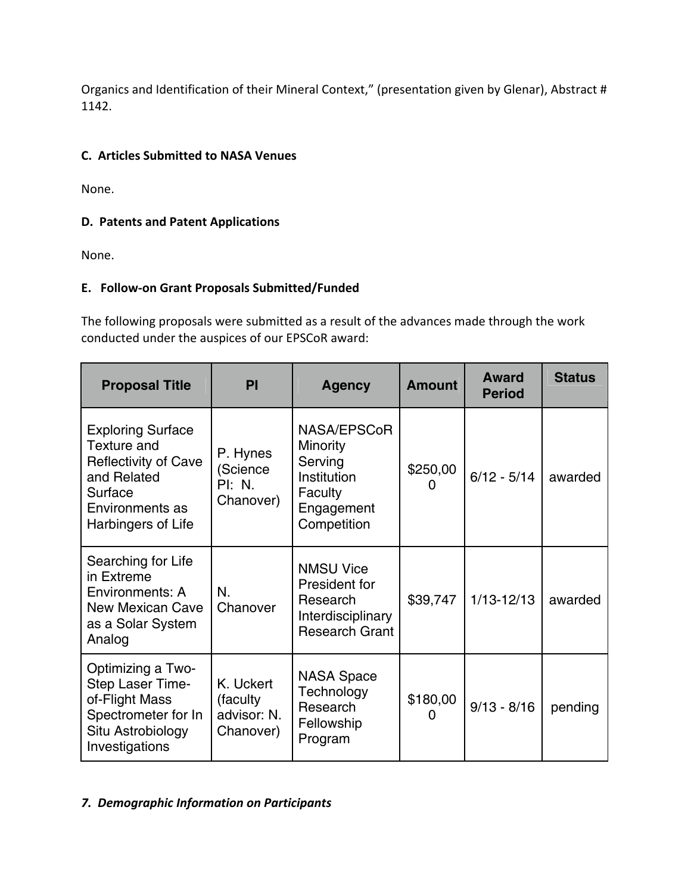Organics and Identification of their Mineral Context," (presentation given by Glenar), Abstract # 1142.

### C. Articles Submitted to NASA Venues

None.

### D. Patents and Patent Applications

None.

### E. Follow-on Grant Proposals Submitted/Funded

The following proposals were submitted as a result of the advances made through the work conducted under the auspices of our EPSCoR award:

| Proposal Title | PI | Agency | Amount | Award Period | Status |
|---|---|---|---|---|---|
| Exploring Surface Texture and Reflectivity of Cave and Related Surface Environments as Harbingers of Life | P. Hynes (Science PI: N. Chanover) | NASA/EPSCoR Minority Serving Institution Faculty Engagement Competition | $250,000 | 6/12 - 5/14 | awarded |
| Searching for Life in Extreme Environments: A New Mexican Cave as a Solar System Analog | N. Chanover | NMSU Vice President for Research Interdisciplinary Research Grant | $39,747 | 1/13-12/13 | awarded |
| Optimizing a Two-Step Laser Time-of-Flight Mass Spectrometer for In Situ Astrobiology Investigations | K. Uckert (faculty advisor: N. Chanover) | NASA Space Technology Research Fellowship Program | $180,000 | 9/13 - 8/16 | pending |

## *7. Demographic Information on Participants*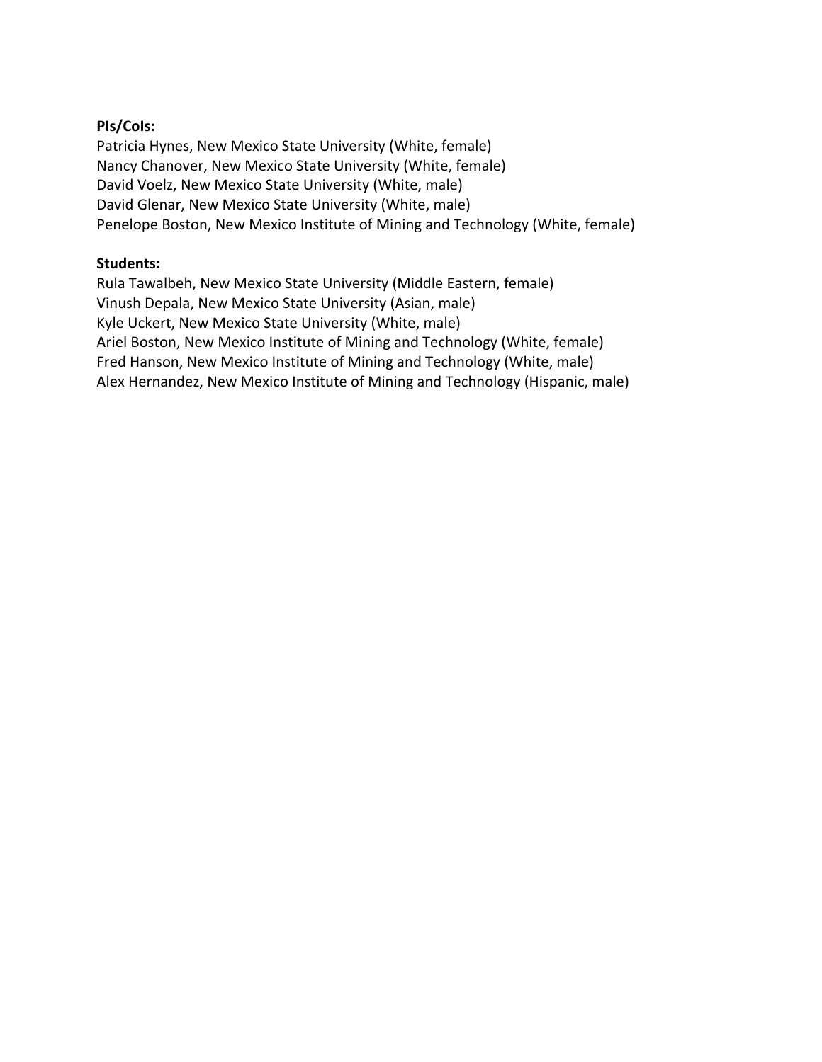**PIs/CoIs:**
Patricia Hynes, New Mexico State University (White, female)
Nancy Chanover, New Mexico State University (White, female)
David Voelz, New Mexico State University (White, male)
David Glenar, New Mexico State University (White, male)
Penelope Boston, New Mexico Institute of Mining and Technology (White, female)

**Students:**
Rula Tawalbeh, New Mexico State University (Middle Eastern, female)
Vinush Depala, New Mexico State University (Asian, male)
Kyle Uckert, New Mexico State University (White, male)
Ariel Boston, New Mexico Institute of Mining and Technology (White, female)
Fred Hanson, New Mexico Institute of Mining and Technology (White, male)
Alex Hernandez, New Mexico Institute of Mining and Technology (Hispanic, male)